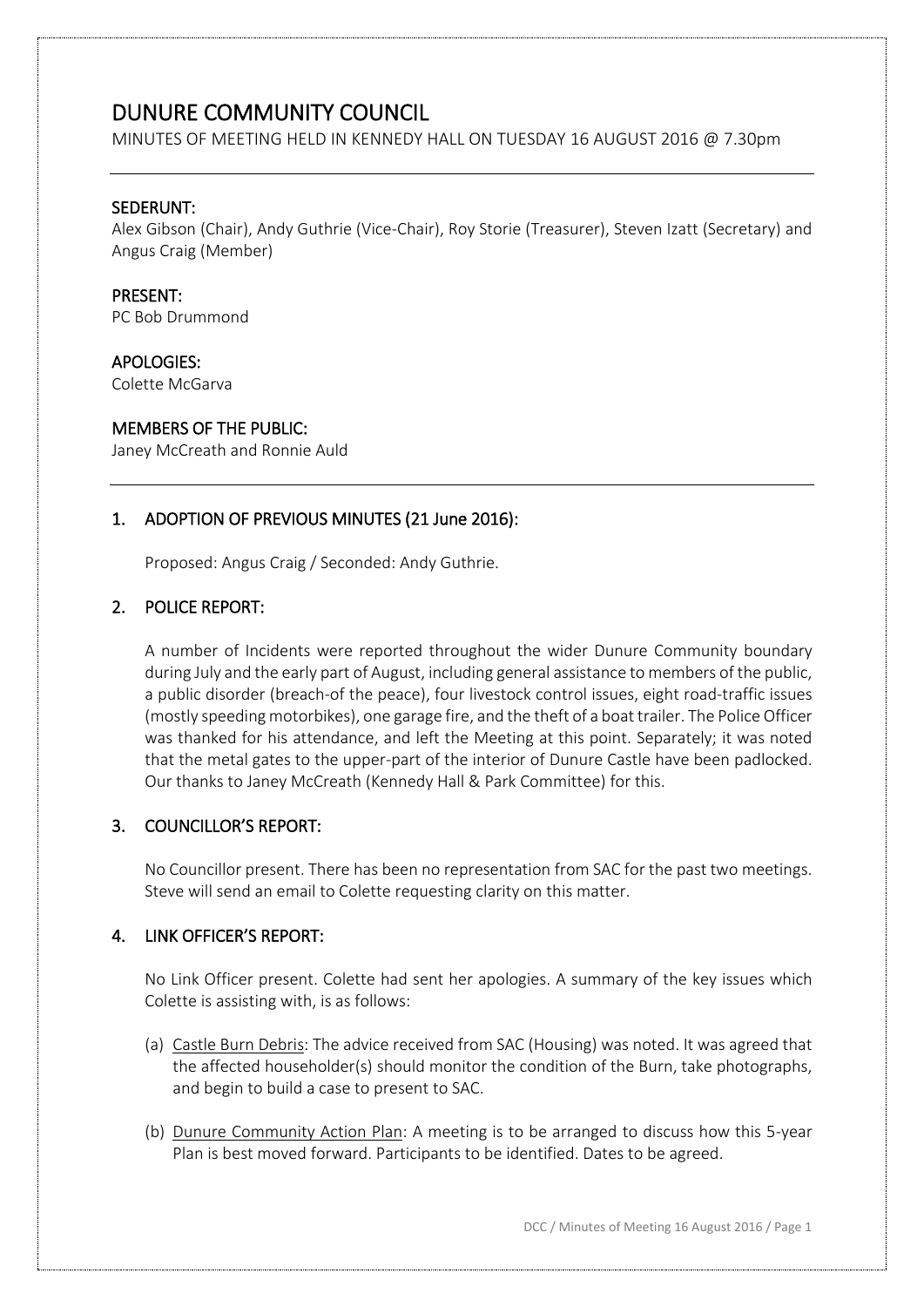# DUNURE COMMUNITY COUNCIL

MINUTES OF MEETING HELD IN KENNEDY HALL ON TUESDAY 16 AUGUST 2016 @ 7.30pm

---

## SEDERUNT:

Alex Gibson (Chair), Andy Guthrie (Vice-Chair), Roy Storie (Treasurer), Steven Izatt (Secretary) and Angus Craig (Member)

## PRESENT:

PC Bob Drummond

## APOLOGIES:

Colette McGarva

## MEMBERS OF THE PUBLIC:

Janey McCreath and Ronnie Auld

---

## 1. ADOPTION OF PREVIOUS MINUTES (21 June 2016):

Proposed: Angus Craig / Seconded: Andy Guthrie.

## 2. POLICE REPORT:

A number of Incidents were reported throughout the wider Dunure Community boundary during July and the early part of August, including general assistance to members of the public, a public disorder (breach-of the peace), four livestock control issues, eight road-traffic issues (mostly speeding motorbikes), one garage fire, and the theft of a boat trailer. The Police Officer was thanked for his attendance, and left the Meeting at this point. Separately; it was noted that the metal gates to the upper-part of the interior of Dunure Castle have been padlocked. Our thanks to Janey McCreath (Kennedy Hall & Park Committee) for this.

## 3. COUNCILLOR'S REPORT:

No Councillor present. There has been no representation from SAC for the past two meetings. Steve will send an email to Colette requesting clarity on this matter.

## 4. LINK OFFICER'S REPORT:

No Link Officer present. Colette had sent her apologies. A summary of the key issues which Colette is assisting with, is as follows:

(a) Castle Burn Debris: The advice received from SAC (Housing) was noted. It was agreed that the affected householder(s) should monitor the condition of the Burn, take photographs, and begin to build a case to present to SAC.

(b) Dunure Community Action Plan: A meeting is to be arranged to discuss how this 5-year Plan is best moved forward. Participants to be identified. Dates to be agreed.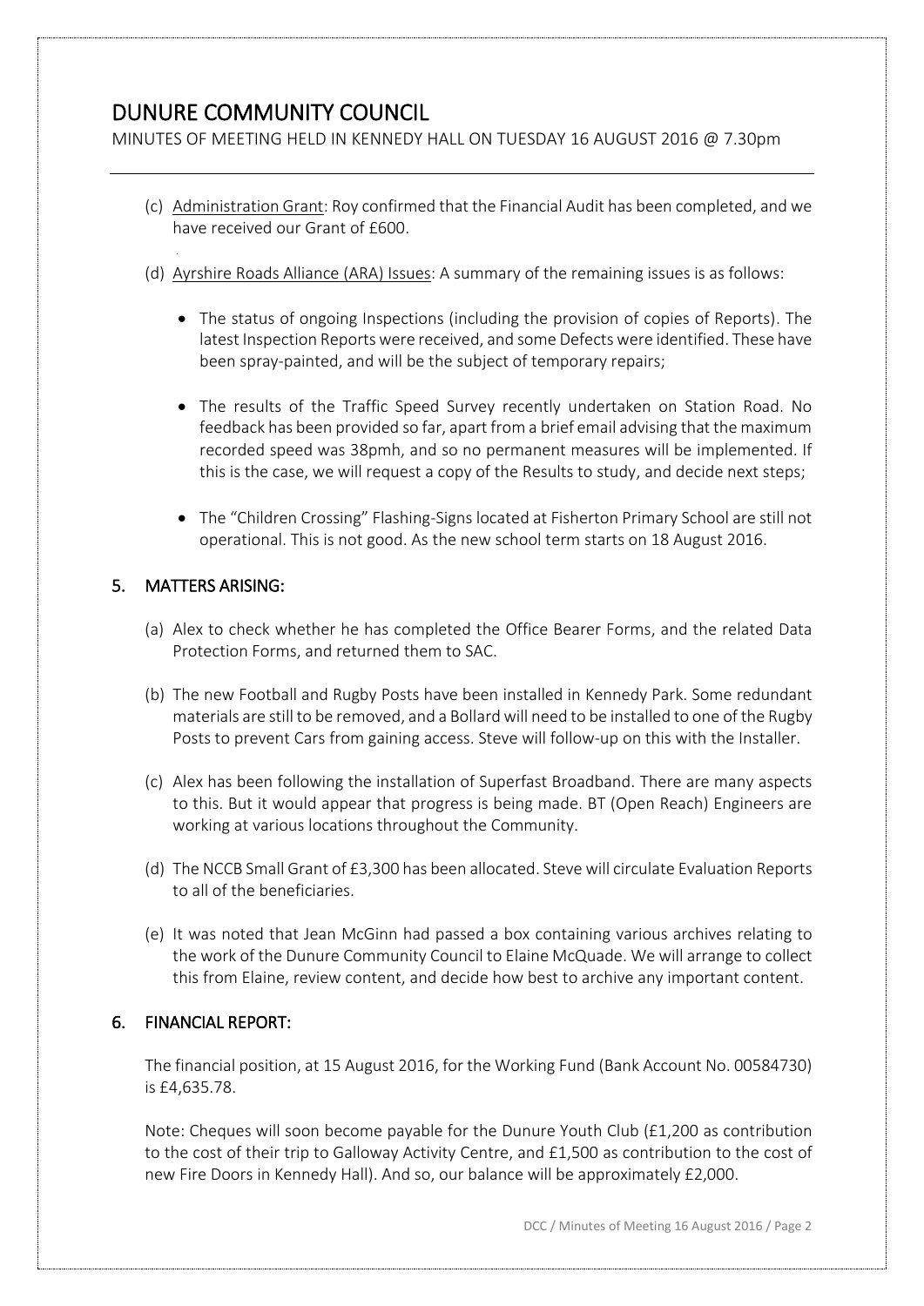# DUNURE COMMUNITY COUNCIL

MINUTES OF MEETING HELD IN KENNEDY HALL ON TUESDAY 16 AUGUST 2016 @ 7.30pm

(c) Administration Grant: Roy confirmed that the Financial Audit has been completed, and we have received our Grant of £600.

(d) Ayrshire Roads Alliance (ARA) Issues: A summary of the remaining issues is as follows:

- The status of ongoing Inspections (including the provision of copies of Reports). The latest Inspection Reports were received, and some Defects were identified. These have been spray-painted, and will be the subject of temporary repairs;
- The results of the Traffic Speed Survey recently undertaken on Station Road. No feedback has been provided so far, apart from a brief email advising that the maximum recorded speed was 38pmh, and so no permanent measures will be implemented. If this is the case, we will request a copy of the Results to study, and decide next steps;
- The "Children Crossing" Flashing-Signs located at Fisherton Primary School are still not operational. This is not good. As the new school term starts on 18 August 2016.

## 5. MATTERS ARISING:

(a) Alex to check whether he has completed the Office Bearer Forms, and the related Data Protection Forms, and returned them to SAC.

(b) The new Football and Rugby Posts have been installed in Kennedy Park. Some redundant materials are still to be removed, and a Bollard will need to be installed to one of the Rugby Posts to prevent Cars from gaining access. Steve will follow-up on this with the Installer.

(c) Alex has been following the installation of Superfast Broadband. There are many aspects to this. But it would appear that progress is being made. BT (Open Reach) Engineers are working at various locations throughout the Community.

(d) The NCCB Small Grant of £3,300 has been allocated. Steve will circulate Evaluation Reports to all of the beneficiaries.

(e) It was noted that Jean McGinn had passed a box containing various archives relating to the work of the Dunure Community Council to Elaine McQuade. We will arrange to collect this from Elaine, review content, and decide how best to archive any important content.

## 6. FINANCIAL REPORT:

The financial position, at 15 August 2016, for the Working Fund (Bank Account No. 00584730) is £4,635.78.

Note: Cheques will soon become payable for the Dunure Youth Club (£1,200 as contribution to the cost of their trip to Galloway Activity Centre, and £1,500 as contribution to the cost of new Fire Doors in Kennedy Hall). And so, our balance will be approximately £2,000.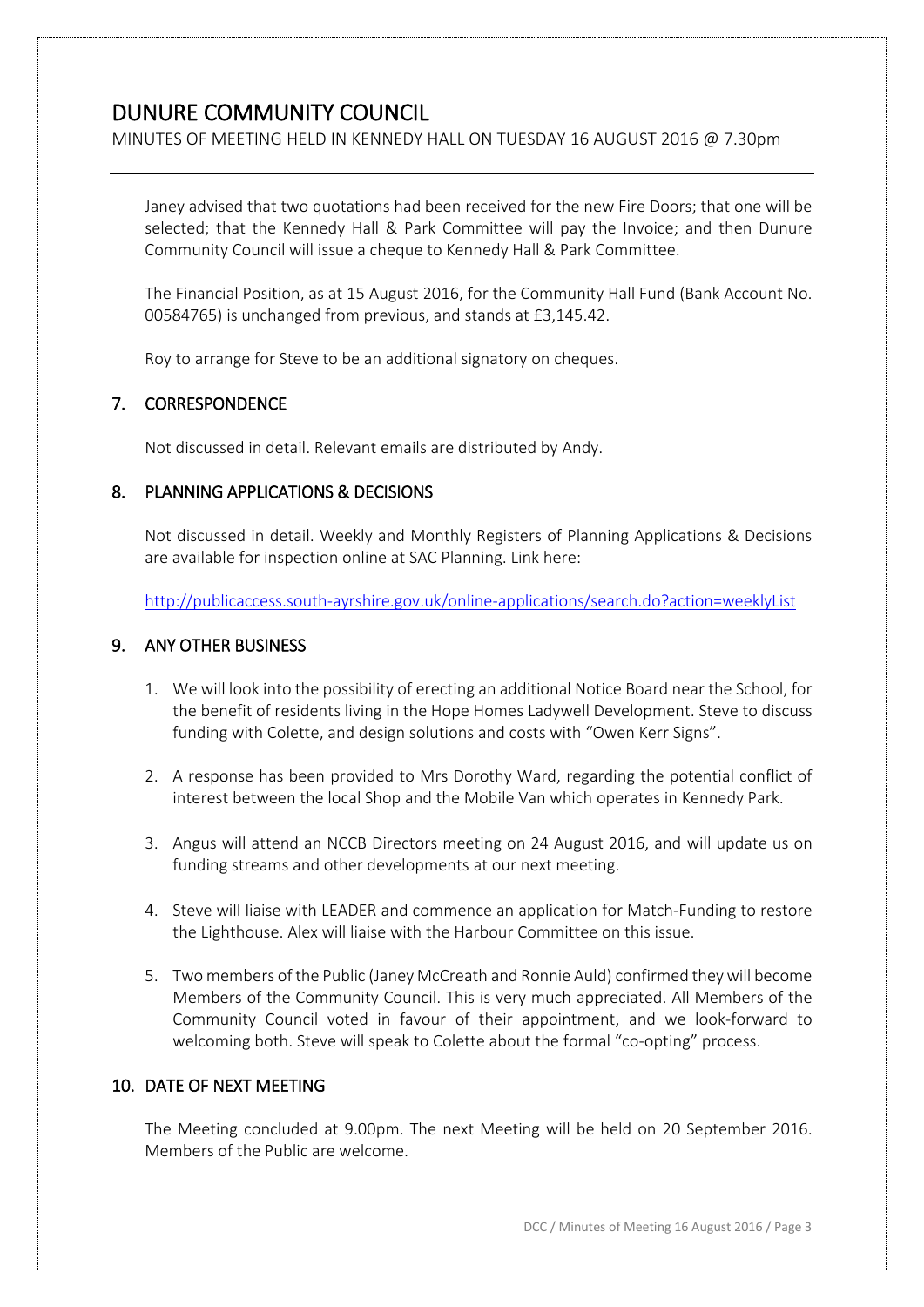# DUNURE COMMUNITY COUNCIL

MINUTES OF MEETING HELD IN KENNEDY HALL ON TUESDAY 16 AUGUST 2016 @ 7.30pm

Janey advised that two quotations had been received for the new Fire Doors; that one will be selected; that the Kennedy Hall & Park Committee will pay the Invoice; and then Dunure Community Council will issue a cheque to Kennedy Hall & Park Committee.

The Financial Position, as at 15 August 2016, for the Community Hall Fund (Bank Account No. 00584765) is unchanged from previous, and stands at £3,145.42.

Roy to arrange for Steve to be an additional signatory on cheques.

## 7. CORRESPONDENCE

Not discussed in detail. Relevant emails are distributed by Andy.

## 8. PLANNING APPLICATIONS & DECISIONS

Not discussed in detail. Weekly and Monthly Registers of Planning Applications & Decisions are available for inspection online at SAC Planning. Link here:

http://publicaccess.south-ayrshire.gov.uk/online-applications/search.do?action=weeklyList

## 9. ANY OTHER BUSINESS

1. We will look into the possibility of erecting an additional Notice Board near the School, for the benefit of residents living in the Hope Homes Ladywell Development. Steve to discuss funding with Colette, and design solutions and costs with "Owen Kerr Signs".
2. A response has been provided to Mrs Dorothy Ward, regarding the potential conflict of interest between the local Shop and the Mobile Van which operates in Kennedy Park.
3. Angus will attend an NCCB Directors meeting on 24 August 2016, and will update us on funding streams and other developments at our next meeting.
4. Steve will liaise with LEADER and commence an application for Match-Funding to restore the Lighthouse. Alex will liaise with the Harbour Committee on this issue.
5. Two members of the Public (Janey McCreath and Ronnie Auld) confirmed they will become Members of the Community Council. This is very much appreciated. All Members of the Community Council voted in favour of their appointment, and we look-forward to welcoming both. Steve will speak to Colette about the formal "co-opting" process.

## 10. DATE OF NEXT MEETING

The Meeting concluded at 9.00pm. The next Meeting will be held on 20 September 2016. Members of the Public are welcome.